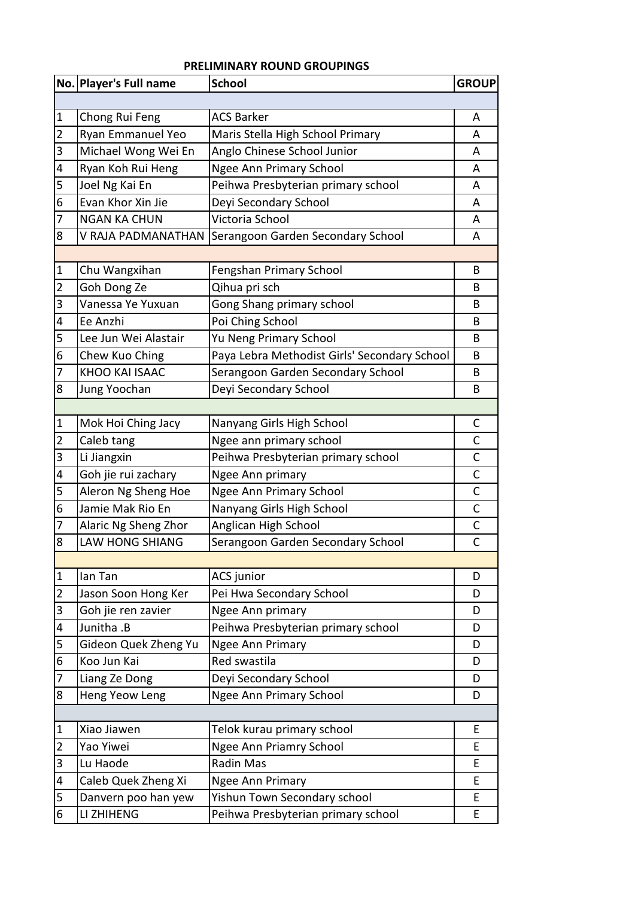**PRELIMINARY ROUND GROUPINGS**

| No. | Player's Full name | School | GROUP |
|---|---|---|---|
| | | | |
| 1 | Chong Rui Feng | ACS Barker | A |
| 2 | Ryan Emmanuel Yeo | Maris Stella High School Primary | A |
| 3 | Michael Wong Wei En | Anglo Chinese School Junior | A |
| 4 | Ryan Koh Rui Heng | Ngee Ann Primary School | A |
| 5 | Joel Ng Kai En | Peihwa Presbyterian primary school | A |
| 6 | Evan Khor Xin Jie | Deyi Secondary School | A |
| 7 | NGAN KA CHUN | Victoria School | A |
| 8 | V RAJA PADMANATHAN | Serangoon Garden Secondary School | A |
| | | | |
| 1 | Chu Wangxihan | Fengshan Primary School | B |
| 2 | Goh Dong Ze | Qihua pri sch | B |
| 3 | Vanessa Ye Yuxuan | Gong Shang primary school | B |
| 4 | Ee Anzhi | Poi Ching School | B |
| 5 | Lee Jun Wei Alastair | Yu Neng Primary School | B |
| 6 | Chew Kuo Ching | Paya Lebra Methodist Girls' Secondary School | B |
| 7 | KHOO KAI ISAAC | Serangoon Garden Secondary School | B |
| 8 | Jung Yoochan | Deyi Secondary School | B |
| | | | |
| 1 | Mok Hoi Ching Jacy | Nanyang Girls High School | C |
| 2 | Caleb tang | Ngee ann primary school | C |
| 3 | Li Jiangxin | Peihwa Presbyterian primary school | C |
| 4 | Goh jie rui zachary | Ngee Ann primary | C |
| 5 | Aleron Ng Sheng Hoe | Ngee Ann Primary School | C |
| 6 | Jamie Mak Rio En | Nanyang Girls High School | C |
| 7 | Alaric Ng Sheng Zhor | Anglican High School | C |
| 8 | LAW HONG SHIANG | Serangoon Garden Secondary School | C |
| | | | |
| 1 | Ian Tan | ACS junior | D |
| 2 | Jason Soon Hong Ker | Pei Hwa Secondary School | D |
| 3 | Goh jie ren zavier | Ngee Ann primary | D |
| 4 | Junitha .B | Peihwa Presbyterian primary school | D |
| 5 | Gideon Quek Zheng Yu | Ngee Ann Primary | D |
| 6 | Koo Jun Kai | Red swastila | D |
| 7 | Liang Ze Dong | Deyi Secondary School | D |
| 8 | Heng Yeow Leng | Ngee Ann Primary School | D |
| | | | |
| 1 | Xiao Jiawen | Telok kurau primary school | E |
| 2 | Yao Yiwei | Ngee Ann Priamry School | E |
| 3 | Lu Haode | Radin Mas | E |
| 4 | Caleb Quek Zheng Xi | Ngee Ann Primary | E |
| 5 | Danvern poo han yew | Yishun Town Secondary school | E |
| 6 | LI ZHIHENG | Peihwa Presbyterian primary school | E |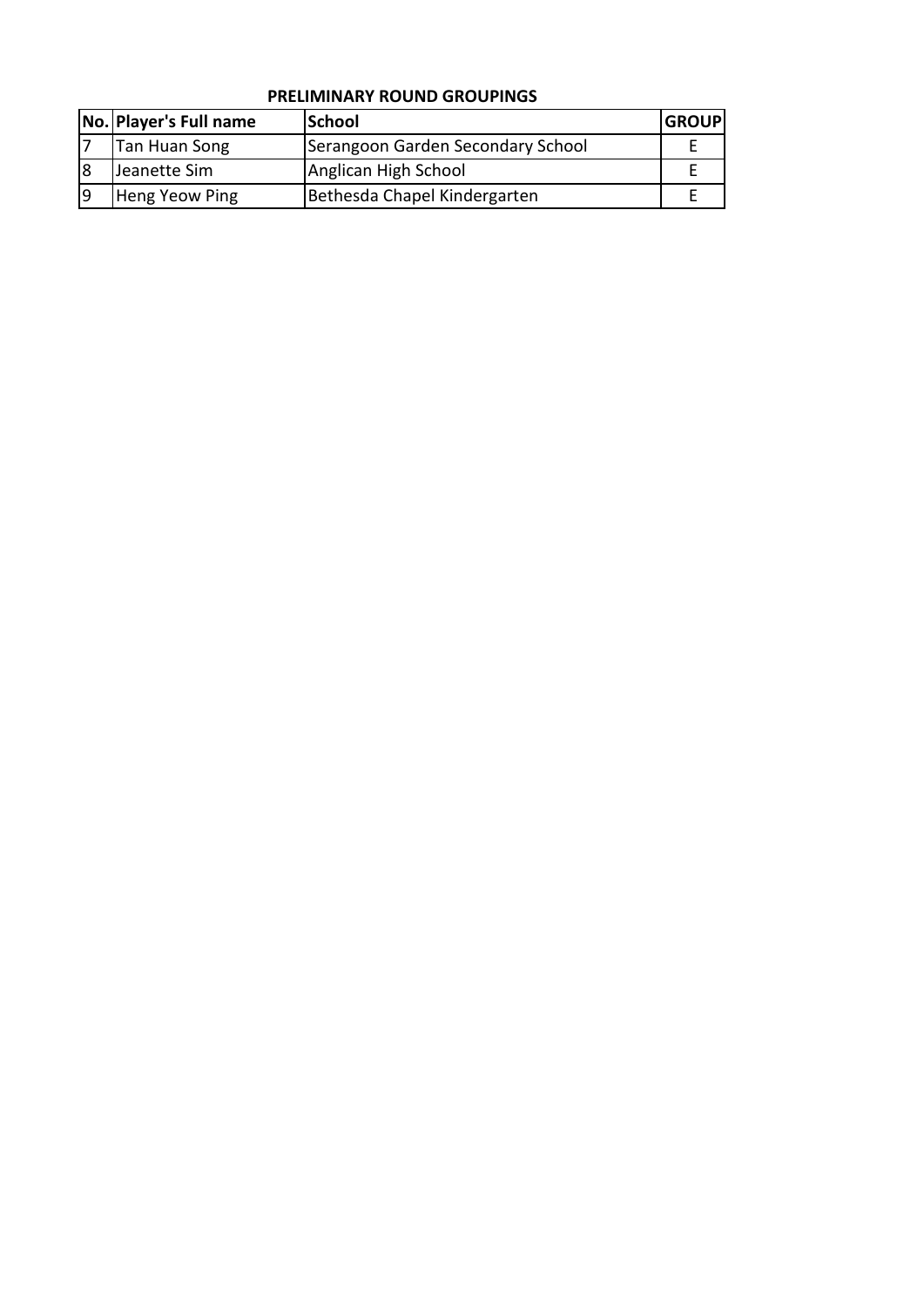**PRELIMINARY ROUND GROUPINGS**

| No. | Player's Full name | School | GROUP |
|---|---|---|---|
| 7 | Tan Huan Song | Serangoon Garden Secondary School | E |
| 8 | Jeanette Sim | Anglican High School | E |
| 9 | Heng Yeow Ping | Bethesda Chapel Kindergarten | E |